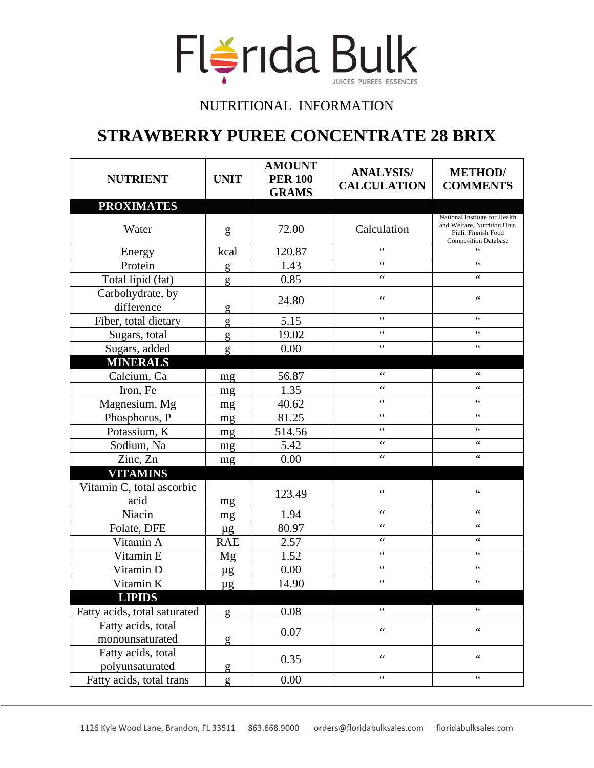Florida Bulk

JUICES PUREES ESSENCES

NUTRITIONAL INFORMATION

# STRAWBERRY PUREE CONCENTRATE 28 BRIX

| NUTRIENT | UNIT | AMOUNT PER 100 GRAMS | ANALYSIS/ CALCULATION | METHOD/ COMMENTS |
|---|---|---|---|---|
| **PROXIMATES** | | | | |
| Water | g | 72.00 | Calculation | National Institute for Health and Welfare, Nutrition Unit. Finli. Finnish Food Composition Database |
| Energy | kcal | 120.87 | " | " |
| Protein | g | 1.43 | " | " |
| Total lipid (fat) | g | 0.85 | " | " |
| Carbohydrate, by difference | g | 24.80 | " | " |
| Fiber, total dietary | g | 5.15 | " | " |
| Sugars, total | g | 19.02 | " | " |
| Sugars, added | g | 0.00 | " | " |
| **MINERALS** | | | | |
| Calcium, Ca | mg | 56.87 | " | " |
| Iron, Fe | mg | 1.35 | " | " |
| Magnesium, Mg | mg | 40.62 | " | " |
| Phosphorus, P | mg | 81.25 | " | " |
| Potassium, K | mg | 514.56 | " | " |
| Sodium, Na | mg | 5.42 | " | " |
| Zinc, Zn | mg | 0.00 | " | " |
| **VITAMINS** | | | | |
| Vitamin C, total ascorbic acid | mg | 123.49 | " | " |
| Niacin | mg | 1.94 | " | " |
| Folate, DFE | µg | 80.97 | " | " |
| Vitamin A | RAE | 2.57 | " | " |
| Vitamin E | Mg | 1.52 | " | " |
| Vitamin D | µg | 0.00 | " | " |
| Vitamin K | µg | 14.90 | " | " |
| **LIPIDS** | | | | |
| Fatty acids, total saturated | g | 0.08 | " | " |
| Fatty acids, total monounsaturated | g | 0.07 | " | " |
| Fatty acids, total polyunsaturated | g | 0.35 | " | " |
| Fatty acids, total trans | g | 0.00 | " | " |

1126 Kyle Wood Lane, Brandon, FL 33511 863.668.9000 orders@floridabulksales.com floridabulksales.com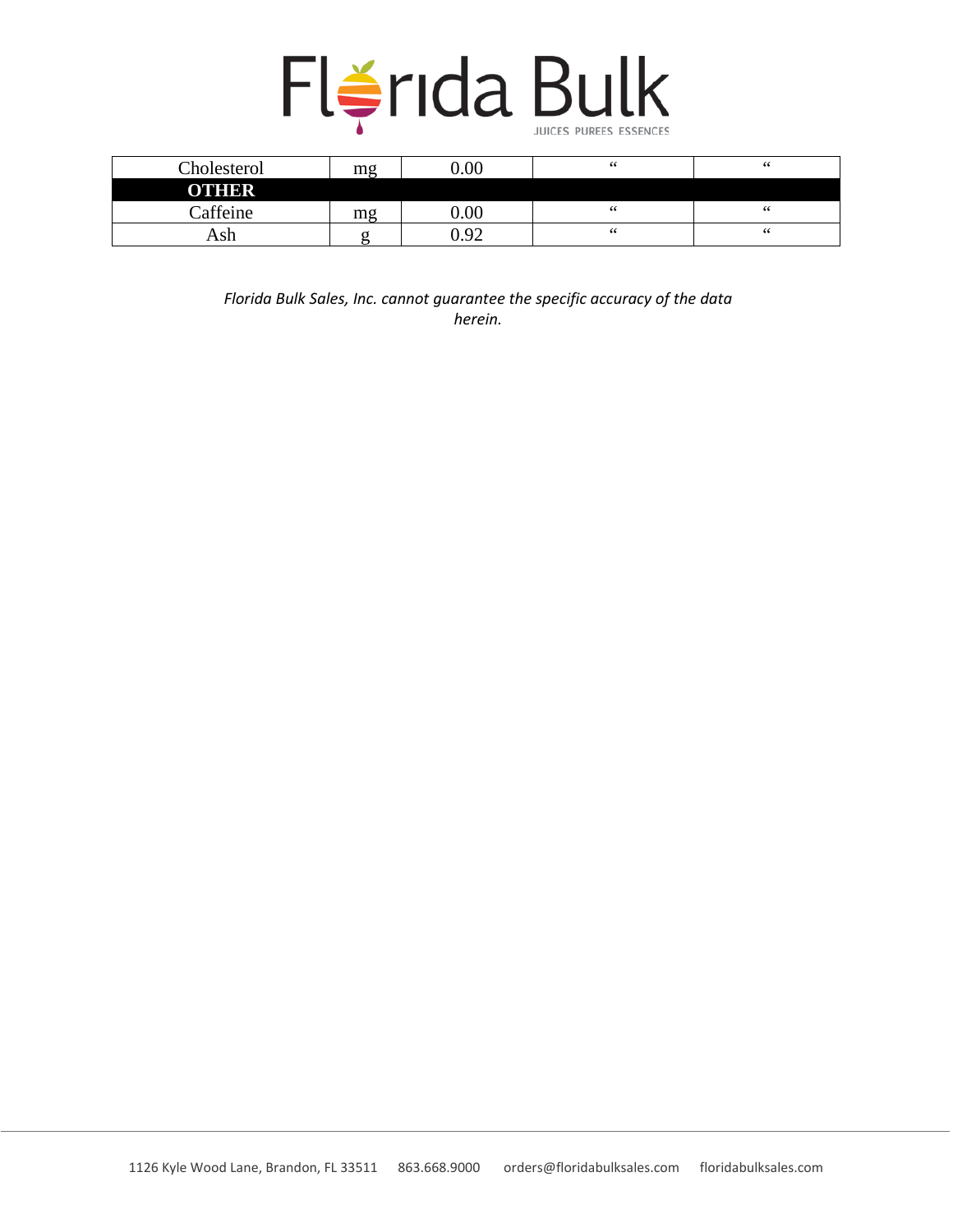| | | | | |
|---|---|---|---|---|
| Cholesterol | mg | 0.00 | " | " |
| **OTHER** | | | | |
| Caffeine | mg | 0.00 | " | " |
| Ash | g | 0.92 | " | " |

*Florida Bulk Sales, Inc. cannot guarantee the specific accuracy of the data herein.*